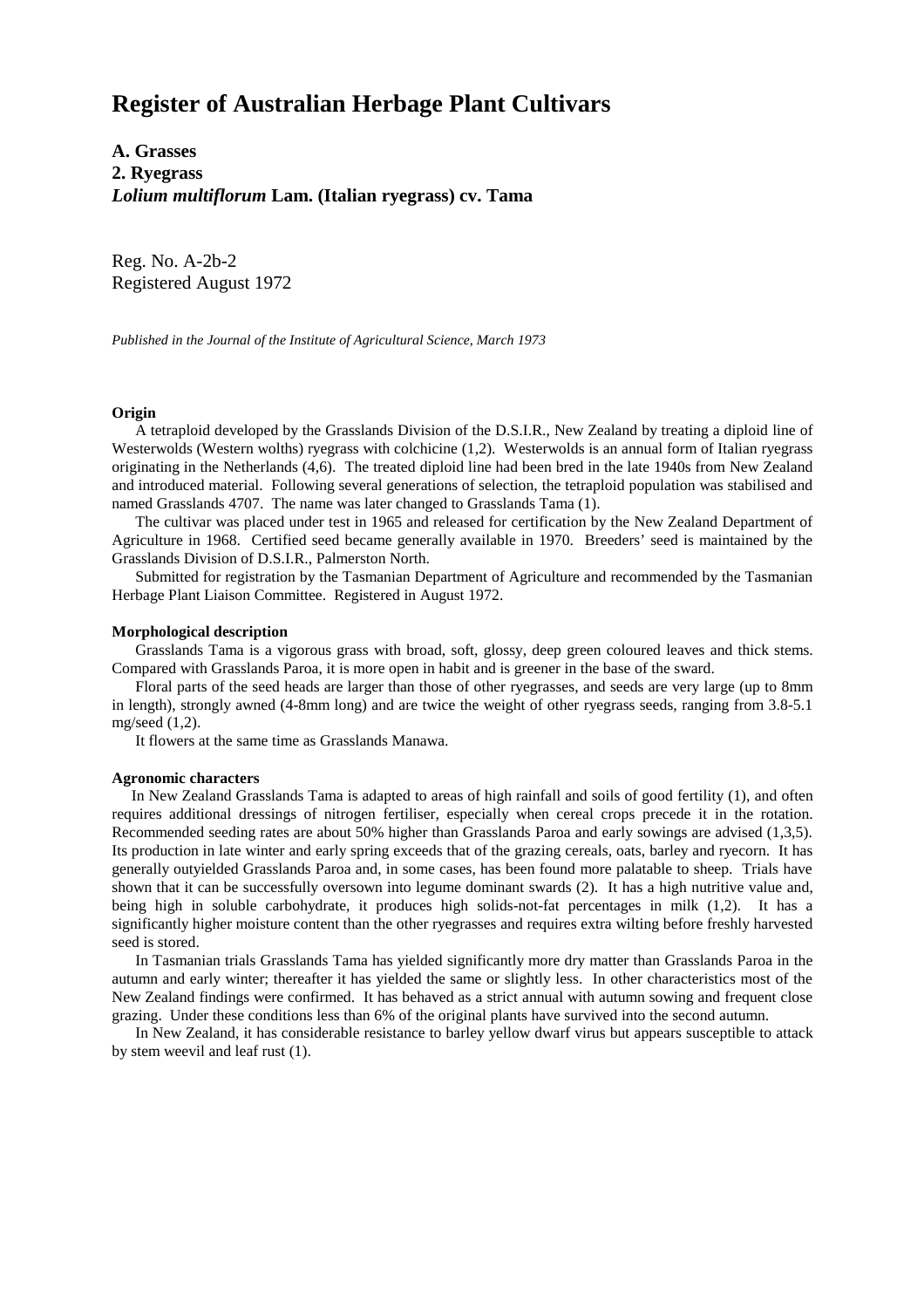# Register of Australian Herbage Plant Cultivars

**A. Grasses**
**2. Ryegrass**
***Lolium multiflorum* Lam. (Italian ryegrass) cv. Tama**

Reg. No. A-2b-2
Registered August 1972

*Published in the Journal of the Institute of Agricultural Science, March 1973*

**Origin**

A tetraploid developed by the Grasslands Division of the D.S.I.R., New Zealand by treating a diploid line of Westerwolds (Western wolths) ryegrass with colchicine (1,2). Westerwolds is an annual form of Italian ryegrass originating in the Netherlands (4,6). The treated diploid line had been bred in the late 1940s from New Zealand and introduced material. Following several generations of selection, the tetraploid population was stabilised and named Grasslands 4707. The name was later changed to Grasslands Tama (1).

The cultivar was placed under test in 1965 and released for certification by the New Zealand Department of Agriculture in 1968. Certified seed became generally available in 1970. Breeders' seed is maintained by the Grasslands Division of D.S.I.R., Palmerston North.

Submitted for registration by the Tasmanian Department of Agriculture and recommended by the Tasmanian Herbage Plant Liaison Committee. Registered in August 1972.

**Morphological description**

Grasslands Tama is a vigorous grass with broad, soft, glossy, deep green coloured leaves and thick stems. Compared with Grasslands Paroa, it is more open in habit and is greener in the base of the sward.

Floral parts of the seed heads are larger than those of other ryegrasses, and seeds are very large (up to 8mm in length), strongly awned (4-8mm long) and are twice the weight of other ryegrass seeds, ranging from 3.8-5.1 mg/seed (1,2).

It flowers at the same time as Grasslands Manawa.

**Agronomic characters**

In New Zealand Grasslands Tama is adapted to areas of high rainfall and soils of good fertility (1), and often requires additional dressings of nitrogen fertiliser, especially when cereal crops precede it in the rotation. Recommended seeding rates are about 50% higher than Grasslands Paroa and early sowings are advised (1,3,5). Its production in late winter and early spring exceeds that of the grazing cereals, oats, barley and ryecorn. It has generally outyielded Grasslands Paroa and, in some cases, has been found more palatable to sheep. Trials have shown that it can be successfully oversown into legume dominant swards (2). It has a high nutritive value and, being high in soluble carbohydrate, it produces high solids-not-fat percentages in milk (1,2). It has a significantly higher moisture content than the other ryegrasses and requires extra wilting before freshly harvested seed is stored.

In Tasmanian trials Grasslands Tama has yielded significantly more dry matter than Grasslands Paroa in the autumn and early winter; thereafter it has yielded the same or slightly less. In other characteristics most of the New Zealand findings were confirmed. It has behaved as a strict annual with autumn sowing and frequent close grazing. Under these conditions less than 6% of the original plants have survived into the second autumn.

In New Zealand, it has considerable resistance to barley yellow dwarf virus but appears susceptible to attack by stem weevil and leaf rust (1).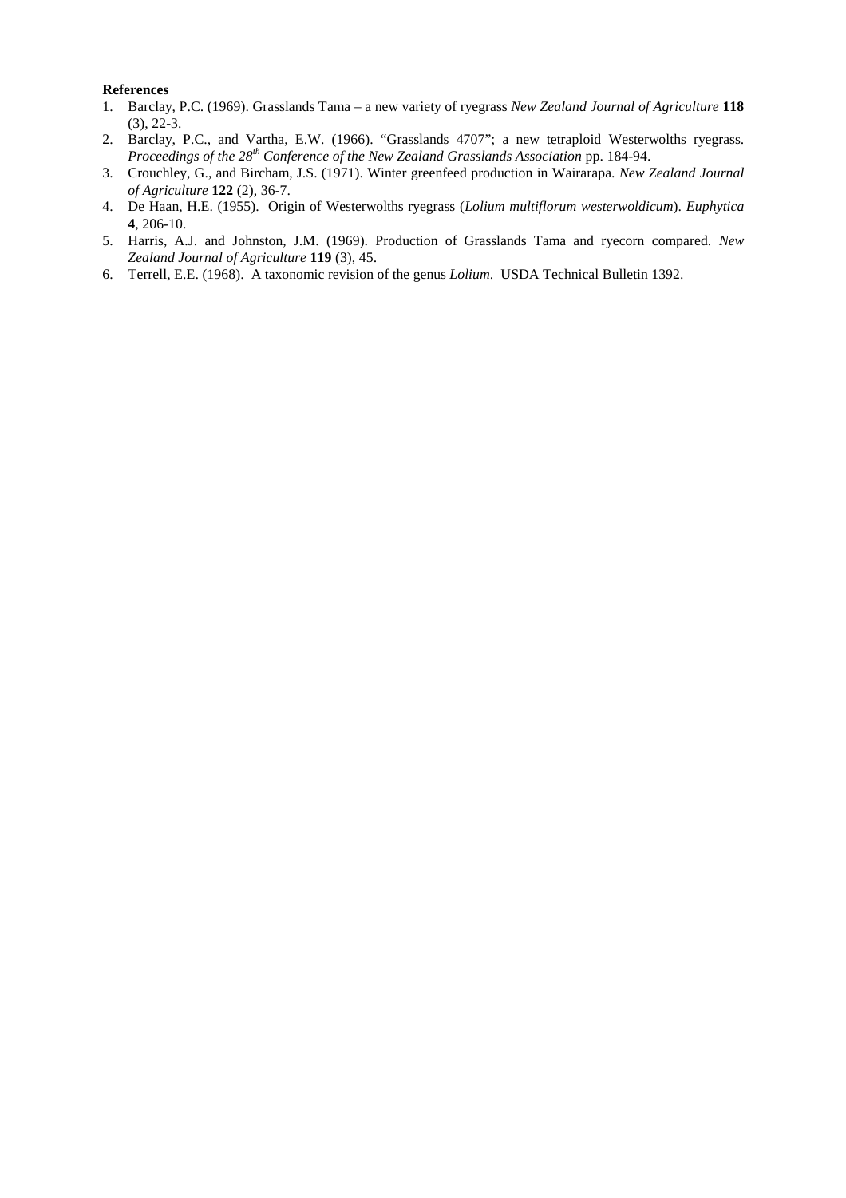**References**

1. Barclay, P.C. (1969). Grasslands Tama – a new variety of ryegrass *New Zealand Journal of Agriculture* **118** (3), 22-3.
2. Barclay, P.C., and Vartha, E.W. (1966). "Grasslands 4707"; a new tetraploid Westerwolths ryegrass. *Proceedings of the 28th Conference of the New Zealand Grasslands Association* pp. 184-94.
3. Crouchley, G., and Bircham, J.S. (1971). Winter greenfeed production in Wairarapa. *New Zealand Journal of Agriculture* **122** (2), 36-7.
4. De Haan, H.E. (1955). Origin of Westerwolths ryegrass (*Lolium multiflorum westerwoldicum*). *Euphytica* **4**, 206-10.
5. Harris, A.J. and Johnston, J.M. (1969). Production of Grasslands Tama and ryecorn compared. *New Zealand Journal of Agriculture* **119** (3), 45.
6. Terrell, E.E. (1968). A taxonomic revision of the genus *Lolium*. USDA Technical Bulletin 1392.